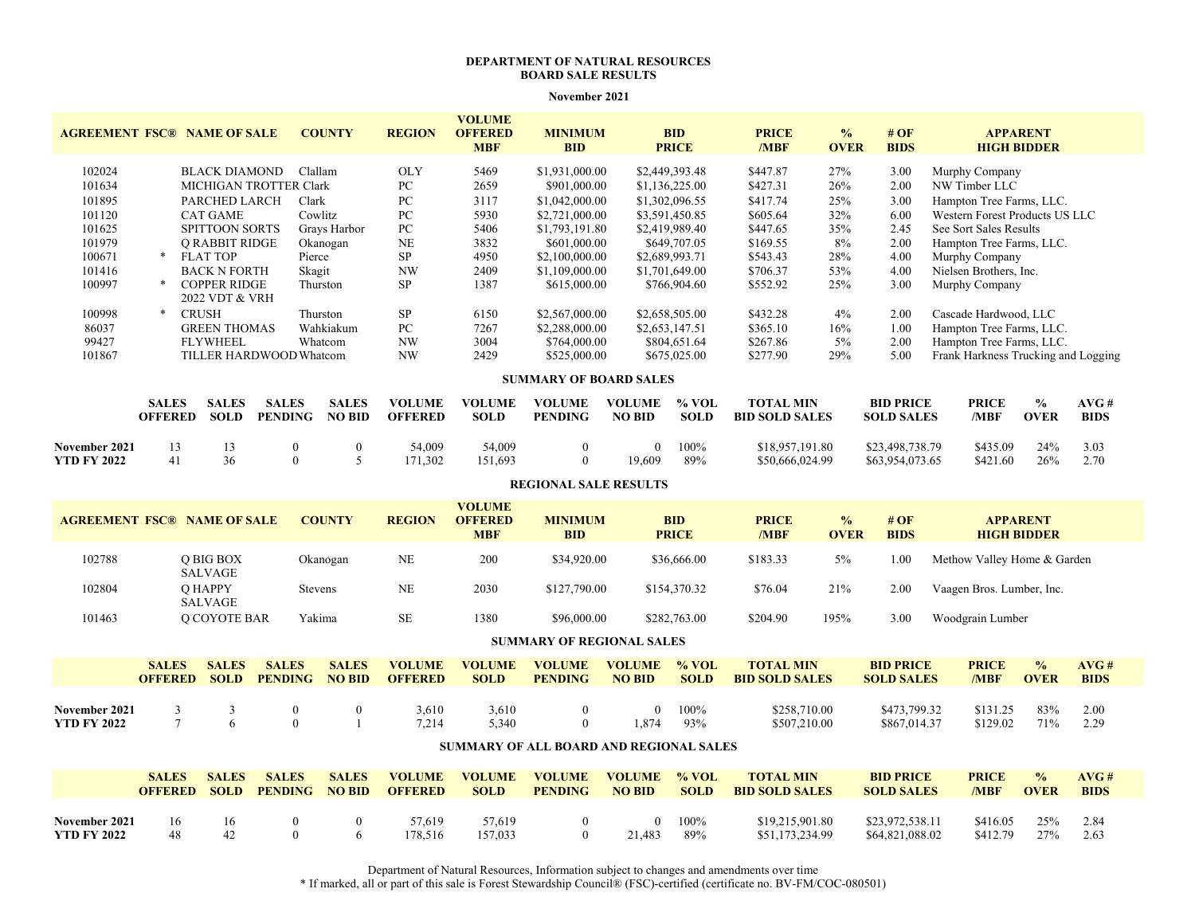# DEPARTMENT OF NATURAL RESOURCES
## BOARD SALE RESULTS

**November 2021**

| AGREEMENT | FSC® | NAME OF SALE | COUNTY | REGION | VOLUME OFFERED MBF | MINIMUM BID | BID PRICE | PRICE /MBF | % OVER | # OF BIDS | APPARENT HIGH BIDDER |
|---|---|---|---|---|---|---|---|---|---|---|---|
| 102024 | | BLACK DIAMOND | Clallam | OLY | 5469 | $1,931,000.00 | $2,449,393.48 | $447.87 | 27% | 3.00 | Murphy Company |
| 101634 | | MICHIGAN TROTTER | Clark | PC | 2659 | $901,000.00 | $1,136,225.00 | $427.31 | 26% | 2.00 | NW Timber LLC |
| 101895 | | PARCHED LARCH | Clark | PC | 3117 | $1,042,000.00 | $1,302,096.55 | $417.74 | 25% | 3.00 | Hampton Tree Farms, LLC. |
| 101120 | | CAT GAME | Cowlitz | PC | 5930 | $2,721,000.00 | $3,591,450.85 | $605.64 | 32% | 6.00 | Western Forest Products US LLC |
| 101625 | | SPITTOON SORTS | Grays Harbor | PC | 5406 | $1,793,191.80 | $2,419,989.40 | $447.65 | 35% | 2.45 | See Sort Sales Results |
| 101979 | | Q RABBIT RIDGE | Okanogan | NE | 3832 | $601,000.00 | $649,707.05 | $169.55 | 8% | 2.00 | Hampton Tree Farms, LLC. |
| 100671 | * | FLAT TOP | Pierce | SP | 4950 | $2,100,000.00 | $2,689,993.71 | $543.43 | 28% | 4.00 | Murphy Company |
| 101416 | | BACK N FORTH | Skagit | NW | 2409 | $1,109,000.00 | $1,701,649.00 | $706.37 | 53% | 4.00 | Nielsen Brothers, Inc. |
| 100997 | * | COPPER RIDGE 2022 VDT & VRH | Thurston | SP | 1387 | $615,000.00 | $766,904.60 | $552.92 | 25% | 3.00 | Murphy Company |
| 100998 | * | CRUSH | Thurston | SP | 6150 | $2,567,000.00 | $2,658,505.00 | $432.28 | 4% | 2.00 | Cascade Hardwood, LLC |
| 86037 | | GREEN THOMAS | Wahkiakum | PC | 7267 | $2,288,000.00 | $2,653,147.51 | $365.10 | 16% | 1.00 | Hampton Tree Farms, LLC. |
| 99427 | | FLYWHEEL | Whatcom | NW | 3004 | $764,000.00 | $804,651.64 | $267.86 | 5% | 2.00 | Hampton Tree Farms, LLC. |
| 101867 | | TILLER HARDWOOD | Whatcom | NW | 2429 | $525,000.00 | $675,025.00 | $277.90 | 29% | 5.00 | Frank Harkness Trucking and Logging |

### SUMMARY OF BOARD SALES

| | SALES OFFERED | SALES SOLD | SALES PENDING | SALES NO BID | VOLUME OFFERED | VOLUME SOLD | VOLUME PENDING | VOLUME NO BID | % VOL SOLD | TOTAL MIN BID SOLD SALES | BID PRICE SOLD SALES | PRICE /MBF | % OVER | AVG # BIDS |
|---|---|---|---|---|---|---|---|---|---|---|---|---|---|---|
| November 2021 | 13 | 13 | 0 | 0 | 54,009 | 54,009 | 0 | 0 | 100% | $18,957,191.80 | $23,498,738.79 | $435.09 | 24% | 3.03 |
| YTD FY 2022 | 41 | 36 | 0 | 5 | 171,302 | 151,693 | 0 | 19,609 | 89% | $50,666,024.99 | $63,954,073.65 | $421.60 | 26% | 2.70 |

### REGIONAL SALE RESULTS

| AGREEMENT | FSC® | NAME OF SALE | COUNTY | REGION | VOLUME OFFERED MBF | MINIMUM BID | BID PRICE | PRICE /MBF | % OVER | # OF BIDS | APPARENT HIGH BIDDER |
|---|---|---|---|---|---|---|---|---|---|---|---|
| 102788 | | Q BIG BOX SALVAGE | Okanogan | NE | 200 | $34,920.00 | $36,666.00 | $183.33 | 5% | 1.00 | Methow Valley Home & Garden |
| 102804 | | Q HAPPY SALVAGE | Stevens | NE | 2030 | $127,790.00 | $154,370.32 | $76.04 | 21% | 2.00 | Vaagen Bros. Lumber, Inc. |
| 101463 | | Q COYOTE BAR | Yakima | SE | 1380 | $96,000.00 | $282,763.00 | $204.90 | 195% | 3.00 | Woodgrain Lumber |

### SUMMARY OF REGIONAL SALES

| | SALES OFFERED | SALES SOLD | SALES PENDING | SALES NO BID | VOLUME OFFERED | VOLUME SOLD | VOLUME PENDING | VOLUME NO BID | % VOL SOLD | TOTAL MIN BID SOLD SALES | BID PRICE SOLD SALES | PRICE /MBF | % OVER | AVG # BIDS |
|---|---|---|---|---|---|---|---|---|---|---|---|---|---|---|
| November 2021 | 3 | 3 | 0 | 0 | 3,610 | 3,610 | 0 | 0 | 100% | $258,710.00 | $473,799.32 | $131.25 | 83% | 2.00 |
| YTD FY 2022 | 7 | 6 | 0 | 1 | 7,214 | 5,340 | 0 | 1,874 | 93% | $507,210.00 | $867,014.37 | $129.02 | 71% | 2.29 |

### SUMMARY OF ALL BOARD AND REGIONAL SALES

| | SALES OFFERED | SALES SOLD | SALES PENDING | SALES NO BID | VOLUME OFFERED | VOLUME SOLD | VOLUME PENDING | VOLUME NO BID | % VOL SOLD | TOTAL MIN BID SOLD SALES | BID PRICE SOLD SALES | PRICE /MBF | % OVER | AVG # BIDS |
|---|---|---|---|---|---|---|---|---|---|---|---|---|---|---|
| November 2021 | 16 | 16 | 0 | 0 | 57,619 | 57,619 | 0 | 0 | 100% | $19,215,901.80 | $23,972,538.11 | $416.05 | 25% | 2.84 |
| YTD FY 2022 | 48 | 42 | 0 | 6 | 178,516 | 157,033 | 0 | 21,483 | 89% | $51,173,234.99 | $64,821,088.02 | $412.79 | 27% | 2.63 |

Department of Natural Resources, Information subject to changes and amendments over time

* If marked, all or part of this sale is Forest Stewardship Council® (FSC)-certified (certificate no. BV-FM/COC-080501)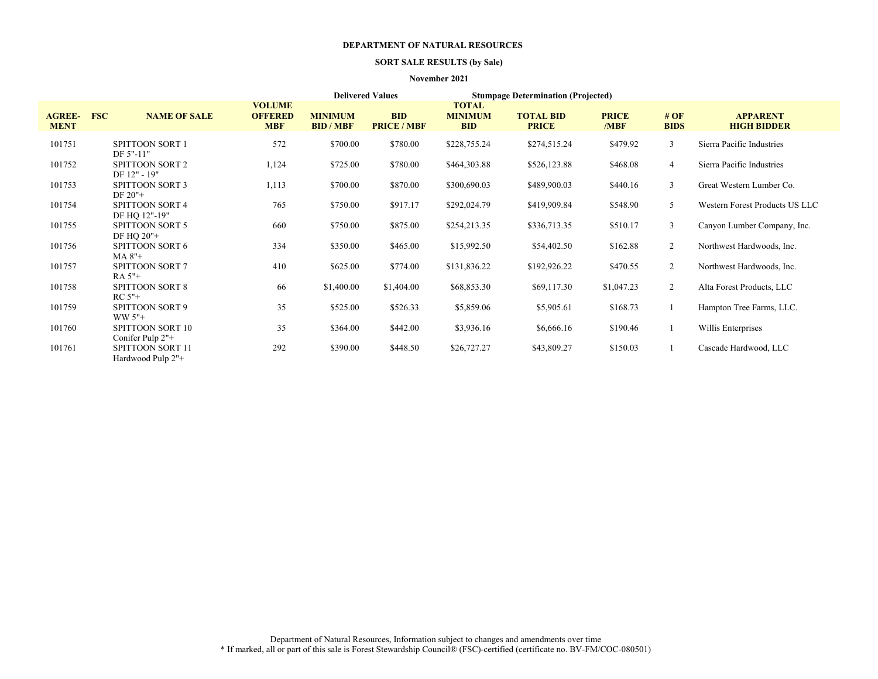**DEPARTMENT OF NATURAL RESOURCES**

**SORT SALE RESULTS (by Sale)**

**November 2021**

| | | | | Delivered Values | | Stumpage Determination (Projected) | | | | |
|---|---|---|---|---|---|---|---|---|---|---|
| AGREE-MENT | FSC | NAME OF SALE | VOLUME OFFERED MBF | MINIMUM BID / MBF | BID PRICE / MBF | TOTAL MINIMUM BID | TOTAL BID PRICE | PRICE /MBF | # OF BIDS | APPARENT HIGH BIDDER |
| 101751 | | SPITTOON SORT 1<br>DF 5"-11" | 572 | $700.00 | $780.00 | $228,755.24 | $274,515.24 | $479.92 | 3 | Sierra Pacific Industries |
| 101752 | | SPITTOON SORT 2<br>DF 12" - 19" | 1,124 | $725.00 | $780.00 | $464,303.88 | $526,123.88 | $468.08 | 4 | Sierra Pacific Industries |
| 101753 | | SPITTOON SORT 3<br>DF 20"+ | 1,113 | $700.00 | $870.00 | $300,690.03 | $489,900.03 | $440.16 | 3 | Great Western Lumber Co. |
| 101754 | | SPITTOON SORT 4<br>DF HQ 12"-19" | 765 | $750.00 | $917.17 | $292,024.79 | $419,909.84 | $548.90 | 5 | Western Forest Products US LLC |
| 101755 | | SPITTOON SORT 5<br>DF HQ 20"+ | 660 | $750.00 | $875.00 | $254,213.35 | $336,713.35 | $510.17 | 3 | Canyon Lumber Company, Inc. |
| 101756 | | SPITTOON SORT 6<br>MA 8"+ | 334 | $350.00 | $465.00 | $15,992.50 | $54,402.50 | $162.88 | 2 | Northwest Hardwoods, Inc. |
| 101757 | | SPITTOON SORT 7<br>RA 5"+ | 410 | $625.00 | $774.00 | $131,836.22 | $192,926.22 | $470.55 | 2 | Northwest Hardwoods, Inc. |
| 101758 | | SPITTOON SORT 8<br>RC 5"+ | 66 | $1,400.00 | $1,404.00 | $68,853.30 | $69,117.30 | $1,047.23 | 2 | Alta Forest Products, LLC |
| 101759 | | SPITTOON SORT 9<br>WW 5"+ | 35 | $525.00 | $526.33 | $5,859.06 | $5,905.61 | $168.73 | 1 | Hampton Tree Farms, LLC. |
| 101760 | | SPITTOON SORT 10<br>Conifer Pulp 2"+ | 35 | $364.00 | $442.00 | $3,936.16 | $6,666.16 | $190.46 | 1 | Willis Enterprises |
| 101761 | | SPITTOON SORT 11<br>Hardwood Pulp 2"+ | 292 | $390.00 | $448.50 | $26,727.27 | $43,809.27 | $150.03 | 1 | Cascade Hardwood, LLC |

Department of Natural Resources, Information subject to changes and amendments over time

* If marked, all or part of this sale is Forest Stewardship Council® (FSC)-certified (certificate no. BV-FM/COC-080501)